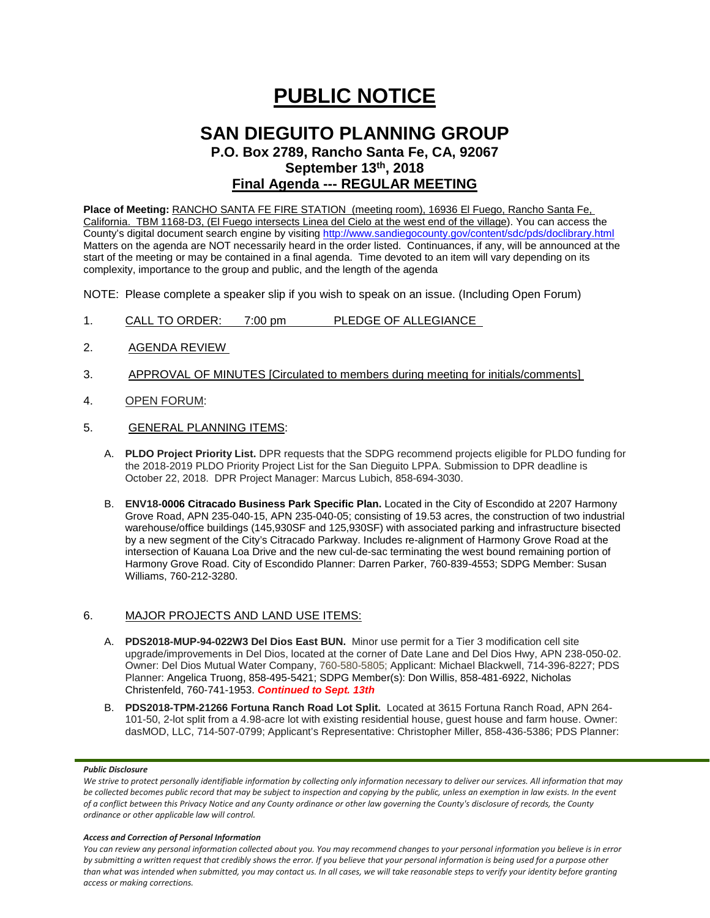# PUBLIC NOTICE

## SAN DIEGUITO PLANNING GROUP

### P.O. Box 2789, Rancho Santa Fe, CA, 92067

### September 13th, 2018

### Final Agenda --- REGULAR MEETING

**Place of Meeting:** RANCHO SANTA FE FIRE STATION (meeting room), 16936 El Fuego, Rancho Santa Fe, California. TBM 1168-D3, (El Fuego intersects Linea del Cielo at the west end of the village). You can access the County's digital document search engine by visiting http://www.sandiegocounty.gov/content/sdc/pds/doclibrary.html Matters on the agenda are NOT necessarily heard in the order listed. Continuances, if any, will be announced at the start of the meeting or may be contained in a final agenda. Time devoted to an item will vary depending on its complexity, importance to the group and public, and the length of the agenda

NOTE: Please complete a speaker slip if you wish to speak on an issue. (Including Open Forum)

1. CALL TO ORDER: 7:00 pm PLEDGE OF ALLEGIANCE

2. AGENDA REVIEW

3. APPROVAL OF MINUTES [Circulated to members during meeting for initials/comments]

4. OPEN FORUM:

5. GENERAL PLANNING ITEMS:

   A. **PLDO Project Priority List.** DPR requests that the SDPG recommend projects eligible for PLDO funding for the 2018-2019 PLDO Priority Project List for the San Dieguito LPPA. Submission to DPR deadline is October 22, 2018. DPR Project Manager: Marcus Lubich, 858-694-3030.

   B. **ENV18-0006 Citracado Business Park Specific Plan.** Located in the City of Escondido at 2207 Harmony Grove Road, APN 235-040-15, APN 235-040-05; consisting of 19.53 acres, the construction of two industrial warehouse/office buildings (145,930SF and 125,930SF) with associated parking and infrastructure bisected by a new segment of the City's Citracado Parkway. Includes re-alignment of Harmony Grove Road at the intersection of Kauana Loa Drive and the new cul-de-sac terminating the west bound remaining portion of Harmony Grove Road. City of Escondido Planner: Darren Parker, 760-839-4553; SDPG Member: Susan Williams, 760-212-3280.

6. MAJOR PROJECTS AND LAND USE ITEMS:

   A. **PDS2018-MUP-94-022W3 Del Dios East BUN.** Minor use permit for a Tier 3 modification cell site upgrade/improvements in Del Dios, located at the corner of Date Lane and Del Dios Hwy, APN 238-050-02. Owner: Del Dios Mutual Water Company, 760-580-5805; Applicant: Michael Blackwell, 714-396-8227; PDS Planner: Angelica Truong, 858-495-5421; SDPG Member(s): Don Willis, 858-481-6922, Nicholas Christenfeld, 760-741-1953. ***Continued to Sept. 13th***

   B. **PDS2018-TPM-21266 Fortuna Ranch Road Lot Split.** Located at 3615 Fortuna Ranch Road, APN 264-101-50, 2-lot split from a 4.98-acre lot with existing residential house, guest house and farm house. Owner: dasMOD, LLC, 714-507-0799; Applicant's Representative: Christopher Miller, 858-436-5386; PDS Planner:

***Public Disclosure***

*We strive to protect personally identifiable information by collecting only information necessary to deliver our services. All information that may be collected becomes public record that may be subject to inspection and copying by the public, unless an exemption in law exists. In the event of a conflict between this Privacy Notice and any County ordinance or other law governing the County's disclosure of records, the County ordinance or other applicable law will control.*

***Access and Correction of Personal Information***

*You can review any personal information collected about you. You may recommend changes to your personal information you believe is in error by submitting a written request that credibly shows the error. If you believe that your personal information is being used for a purpose other than what was intended when submitted, you may contact us. In all cases, we will take reasonable steps to verify your identity before granting access or making corrections.*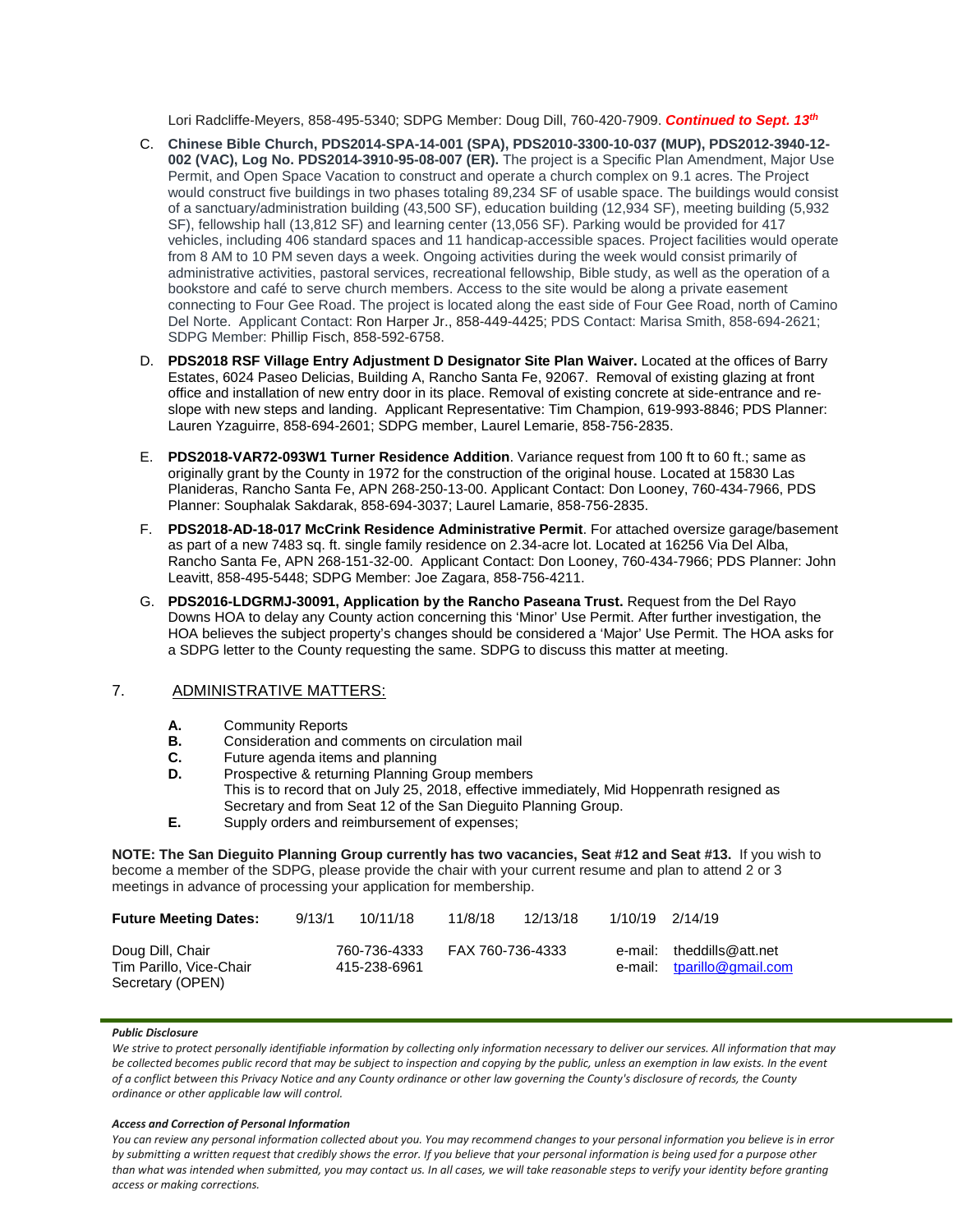Lori Radcliffe-Meyers, 858-495-5340; SDPG Member: Doug Dill, 760-420-7909. ***Continued to Sept. 13th***

C. **Chinese Bible Church, PDS2014-SPA-14-001 (SPA), PDS2010-3300-10-037 (MUP), PDS2012-3940-12-002 (VAC), Log No. PDS2014-3910-95-08-007 (ER).** The project is a Specific Plan Amendment, Major Use Permit, and Open Space Vacation to construct and operate a church complex on 9.1 acres. The Project would construct five buildings in two phases totaling 89,234 SF of usable space. The buildings would consist of a sanctuary/administration building (43,500 SF), education building (12,934 SF), meeting building (5,932 SF), fellowship hall (13,812 SF) and learning center (13,056 SF). Parking would be provided for 417 vehicles, including 406 standard spaces and 11 handicap-accessible spaces. Project facilities would operate from 8 AM to 10 PM seven days a week. Ongoing activities during the week would consist primarily of administrative activities, pastoral services, recreational fellowship, Bible study, as well as the operation of a bookstore and café to serve church members. Access to the site would be along a private easement connecting to Four Gee Road. The project is located along the east side of Four Gee Road, north of Camino Del Norte. Applicant Contact: Ron Harper Jr., 858-449-4425; PDS Contact: Marisa Smith, 858-694-2621; SDPG Member: Phillip Fisch, 858-592-6758.

D. **PDS2018 RSF Village Entry Adjustment D Designator Site Plan Waiver.** Located at the offices of Barry Estates, 6024 Paseo Delicias, Building A, Rancho Santa Fe, 92067. Removal of existing glazing at front office and installation of new entry door in its place. Removal of existing concrete at side-entrance and re-slope with new steps and landing. Applicant Representative: Tim Champion, 619-993-8846; PDS Planner: Lauren Yzaguirre, 858-694-2601; SDPG member, Laurel Lemarie, 858-756-2835.

E. **PDS2018-VAR72-093W1 Turner Residence Addition**. Variance request from 100 ft to 60 ft.; same as originally grant by the County in 1972 for the construction of the original house. Located at 15830 Las Planideras, Rancho Santa Fe, APN 268-250-13-00. Applicant Contact: Don Looney, 760-434-7966, PDS Planner: Souphalak Sakdarak, 858-694-3037; Laurel Lamarie, 858-756-2835.

F. **PDS2018-AD-18-017 McCrink Residence Administrative Permit**. For attached oversize garage/basement as part of a new 7483 sq. ft. single family residence on 2.34-acre lot. Located at 16256 Via Del Alba, Rancho Santa Fe, APN 268-151-32-00. Applicant Contact: Don Looney, 760-434-7966; PDS Planner: John Leavitt, 858-495-5448; SDPG Member: Joe Zagara, 858-756-4211.

G. **PDS2016-LDGRMJ-30091, Application by the Rancho Paseana Trust.** Request from the Del Rayo Downs HOA to delay any County action concerning this 'Minor' Use Permit. After further investigation, the HOA believes the subject property's changes should be considered a 'Major' Use Permit. The HOA asks for a SDPG letter to the County requesting the same. SDPG to discuss this matter at meeting.

## 7. ADMINISTRATIVE MATTERS:

**A.** Community Reports
**B.** Consideration and comments on circulation mail
**C.** Future agenda items and planning
**D.** Prospective & returning Planning Group members
This is to record that on July 25, 2018, effective immediately, Mid Hoppenrath resigned as Secretary and from Seat 12 of the San Dieguito Planning Group.
**E.** Supply orders and reimbursement of expenses;

**NOTE: The San Dieguito Planning Group currently has two vacancies, Seat #12 and Seat #13.** If you wish to become a member of the SDPG, please provide the chair with your current resume and plan to attend 2 or 3 meetings in advance of processing your application for membership.

**Future Meeting Dates:** 9/13/1 10/11/18 11/8/18 12/13/18 1/10/19 2/14/19

| | | | |
|---|---|---|---|
| Doug Dill, Chair | 760-736-4333 | FAX 760-736-4333 | e-mail: theddills@att.net |
| Tim Parillo, Vice-Chair | 415-238-6961 | | e-mail: tparillo@gmail.com |
| Secretary (OPEN) | | | |

***Public Disclosure***

*We strive to protect personally identifiable information by collecting only information necessary to deliver our services. All information that may be collected becomes public record that may be subject to inspection and copying by the public, unless an exemption in law exists. In the event of a conflict between this Privacy Notice and any County ordinance or other law governing the County's disclosure of records, the County ordinance or other applicable law will control.*

***Access and Correction of Personal Information***

*You can review any personal information collected about you. You may recommend changes to your personal information you believe is in error by submitting a written request that credibly shows the error. If you believe that your personal information is being used for a purpose other than what was intended when submitted, you may contact us. In all cases, we will take reasonable steps to verify your identity before granting access or making corrections.*